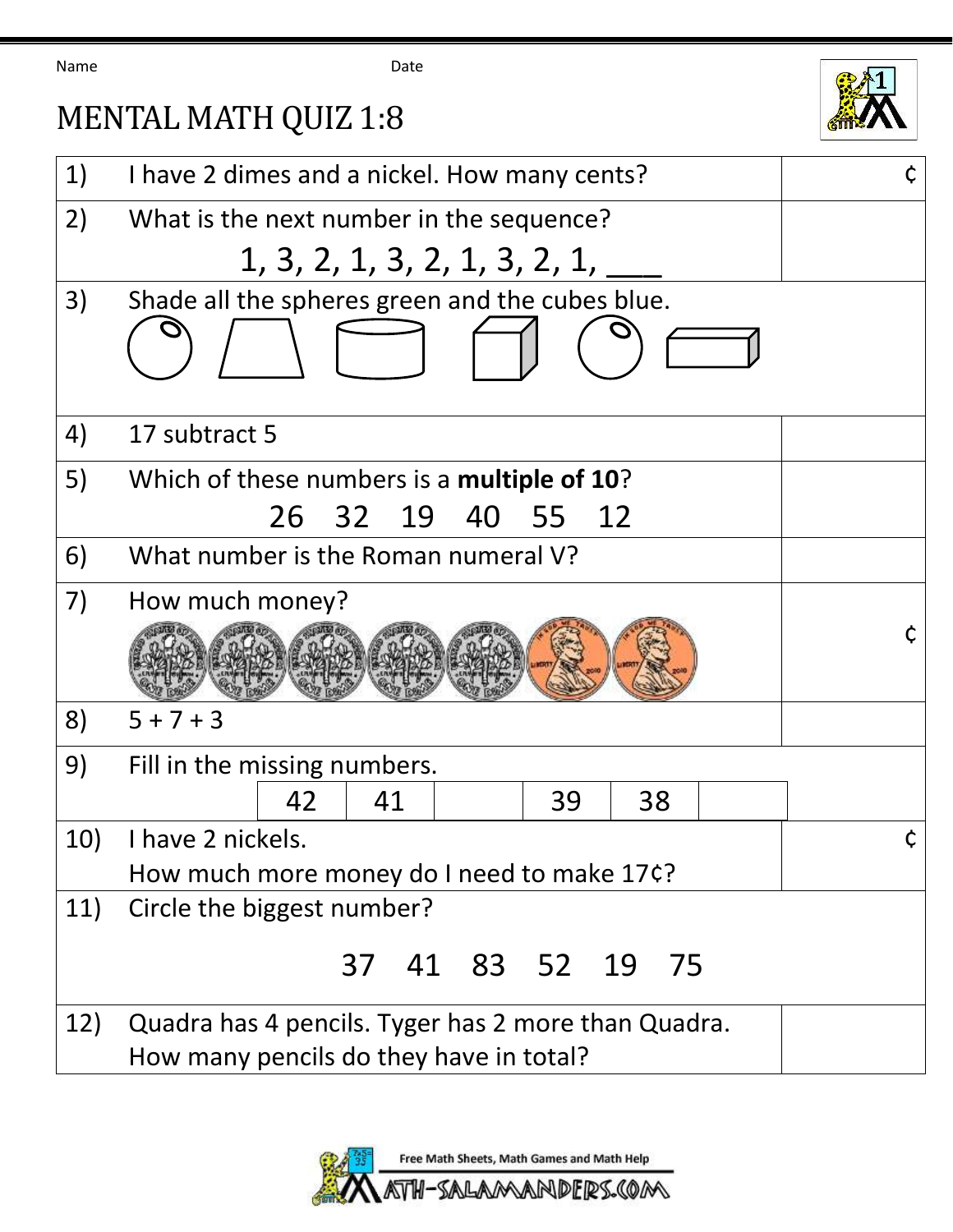Name　　　　　　　　　　　　　　　　Date

# MENTAL MATH QUIZ 1:8

| | | |
|---|---|---|
| 1) | I have 2 dimes and a nickel. How many cents? | ¢ |
| 2) | What is the next number in the sequence?<br>1, 3, 2, 1, 3, 2, 1, 3, 2, 1, ___ | |
| 3) | Shade all the spheres green and the cubes blue. | |
| 4) | 17 subtract 5 | |
| 5) | Which of these numbers is a **multiple of 10**?<br>26　32　19　40　55　12 | |
| 6) | What number is the Roman numeral V? | |
| 7) | How much money? | ¢ |
| 8) | 5 + 7 + 3 | |
| 9) | Fill in the missing numbers.<br>42 \| 41 \| ___ \| 39 \| 38 \| ___ | |
| 10) | I have 2 nickels.<br>How much more money do I need to make 17¢? | ¢ |
| 11) | Circle the biggest number?<br>37　41　83　52　19　75 | |
| 12) | Quadra has 4 pencils. Tyger has 2 more than Quadra.<br>How many pencils do they have in total? | |

Free Math Sheets, Math Games and Math Help
MATH-SALAMANDERS.COM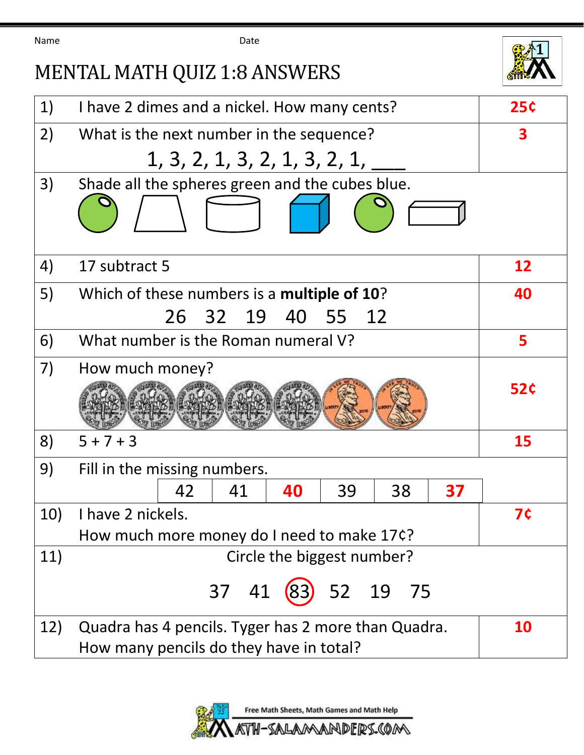Name Date

# MENTAL MATH QUIZ 1:8 ANSWERS

| | | |
|---|---|---|
| 1) | I have 2 dimes and a nickel. How many cents? | **25¢** |
| 2) | What is the next number in the sequence? 1, 3, 2, 1, 3, 2, 1, 3, 2, 1, ___ | **3** |
| 3) | Shade all the spheres green and the cubes blue. | |
| 4) | 17 subtract 5 | **12** |
| 5) | Which of these numbers is a **multiple of 10**? 26 32 19 40 55 12 | **40** |
| 6) | What number is the Roman numeral V? | **5** |
| 7) | How much money? | **52¢** |
| 8) | 5 + 7 + 3 | **15** |
| 9) | Fill in the missing numbers. 42, 41, **40**, 39, 38, **37** | |
| 10) | I have 2 nickels. How much more money do I need to make 17¢? | **7¢** |
| 11) | Circle the biggest number? 37 41 (83) 52 19 75 | |
| 12) | Quadra has 4 pencils. Tyger has 2 more than Quadra. How many pencils do they have in total? | **10** |

Free Math Sheets, Math Games and Math Help

MATH-SALAMANDERS.COM